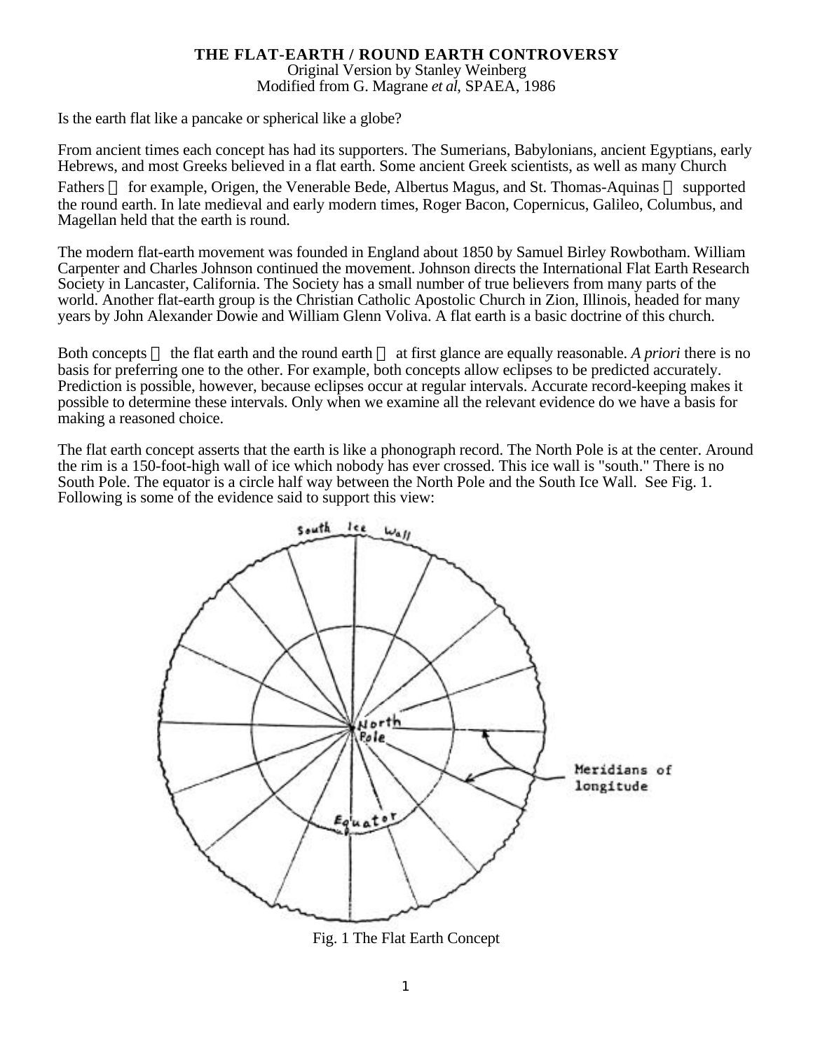**THE FLAT-EARTH / ROUND EARTH CONTROVERSY**

Original Version by Stanley Weinberg
Modified from G. Magrane *et al*, SPAEA, 1986

Is the earth flat like a pancake or spherical like a globe?

From ancient times each concept has had its supporters. The Sumerians, Babylonians, ancient Egyptians, early Hebrews, and most Greeks believed in a flat earth. Some ancient Greek scientists, as well as many Church Fathers — for example, Origen, the Venerable Bede, Albertus Magus, and St. Thomas-Aquinas — supported the round earth. In late medieval and early modern times, Roger Bacon, Copernicus, Galileo, Columbus, and Magellan held that the earth is round.

The modern flat-earth movement was founded in England about 1850 by Samuel Birley Rowbotham. William Carpenter and Charles Johnson continued the movement. Johnson directs the International Flat Earth Research Society in Lancaster, California. The Society has a small number of true believers from many parts of the world. Another flat-earth group is the Christian Catholic Apostolic Church in Zion, Illinois, headed for many years by John Alexander Dowie and William Glenn Voliva. A flat earth is a basic doctrine of this church.

Both concepts — the flat earth and the round earth — at first glance are equally reasonable. *A priori* there is no basis for preferring one to the other. For example, both concepts allow eclipses to be predicted accurately. Prediction is possible, however, because eclipses occur at regular intervals. Accurate record-keeping makes it possible to determine these intervals. Only when we examine all the relevant evidence do we have a basis for making a reasoned choice.

The flat earth concept asserts that the earth is like a phonograph record. The North Pole is at the center. Around the rim is a 150-foot-high wall of ice which nobody has ever crossed. This ice wall is "south." There is no South Pole. The equator is a circle half way between the North Pole and the South Ice Wall. See Fig. 1. Following is some of the evidence said to support this view:

Fig. 1 The Flat Earth Concept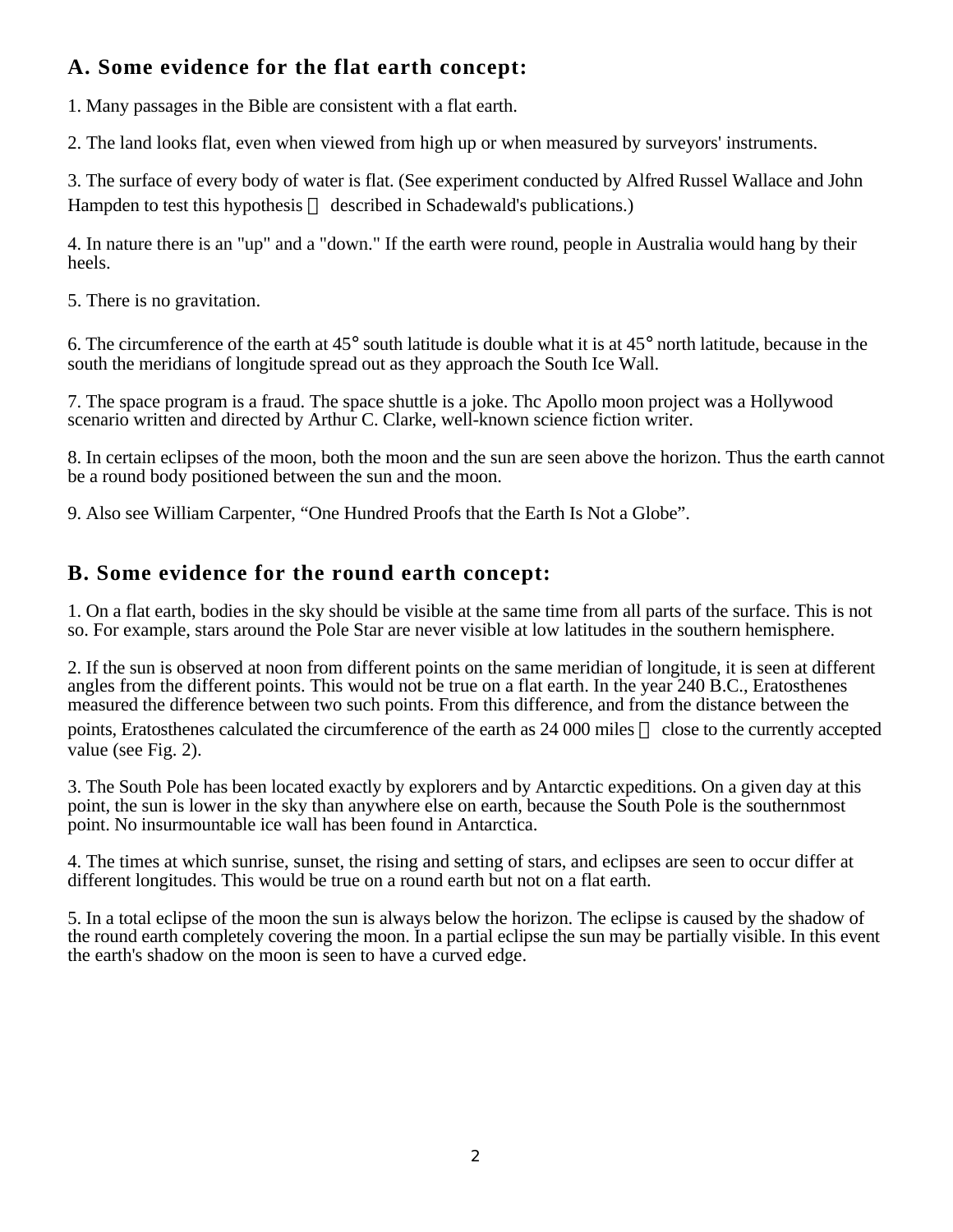## A. Some evidence for the flat earth concept:

1. Many passages in the Bible are consistent with a flat earth.

2. The land looks flat, even when viewed from high up or when measured by surveyors' instruments.

3. The surface of every body of water is flat. (See experiment conducted by Alfred Russel Wallace and John Hampden to test this hypothesis  described in Schadewald's publications.)

4. In nature there is an "up" and a "down." If the earth were round, people in Australia would hang by their heels.

5. There is no gravitation.

6. The circumference of the earth at 45° south latitude is double what it is at 45° north latitude, because in the south the meridians of longitude spread out as they approach the South Ice Wall.

7. The space program is a fraud. The space shuttle is a joke. Thc Apollo moon project was a Hollywood scenario written and directed by Arthur C. Clarke, well-known science fiction writer.

8. In certain eclipses of the moon, both the moon and the sun are seen above the horizon. Thus the earth cannot be a round body positioned between the sun and the moon.

9. Also see William Carpenter, "One Hundred Proofs that the Earth Is Not a Globe".

## B. Some evidence for the round earth concept:

1. On a flat earth, bodies in the sky should be visible at the same time from all parts of the surface. This is not so. For example, stars around the Pole Star are never visible at low latitudes in the southern hemisphere.

2. If the sun is observed at noon from different points on the same meridian of longitude, it is seen at different angles from the different points. This would not be true on a flat earth. In the year 240 B.C., Eratosthenes measured the difference between two such points. From this difference, and from the distance between the points, Eratosthenes calculated the circumference of the earth as 24 000 miles  close to the currently accepted value (see Fig. 2).

3. The South Pole has been located exactly by explorers and by Antarctic expeditions. On a given day at this point, the sun is lower in the sky than anywhere else on earth, because the South Pole is the southernmost point. No insurmountable ice wall has been found in Antarctica.

4. The times at which sunrise, sunset, the rising and setting of stars, and eclipses are seen to occur differ at different longitudes. This would be true on a round earth but not on a flat earth.

5. In a total eclipse of the moon the sun is always below the horizon. The eclipse is caused by the shadow of the round earth completely covering the moon. In a partial eclipse the sun may be partially visible. In this event the earth's shadow on the moon is seen to have a curved edge.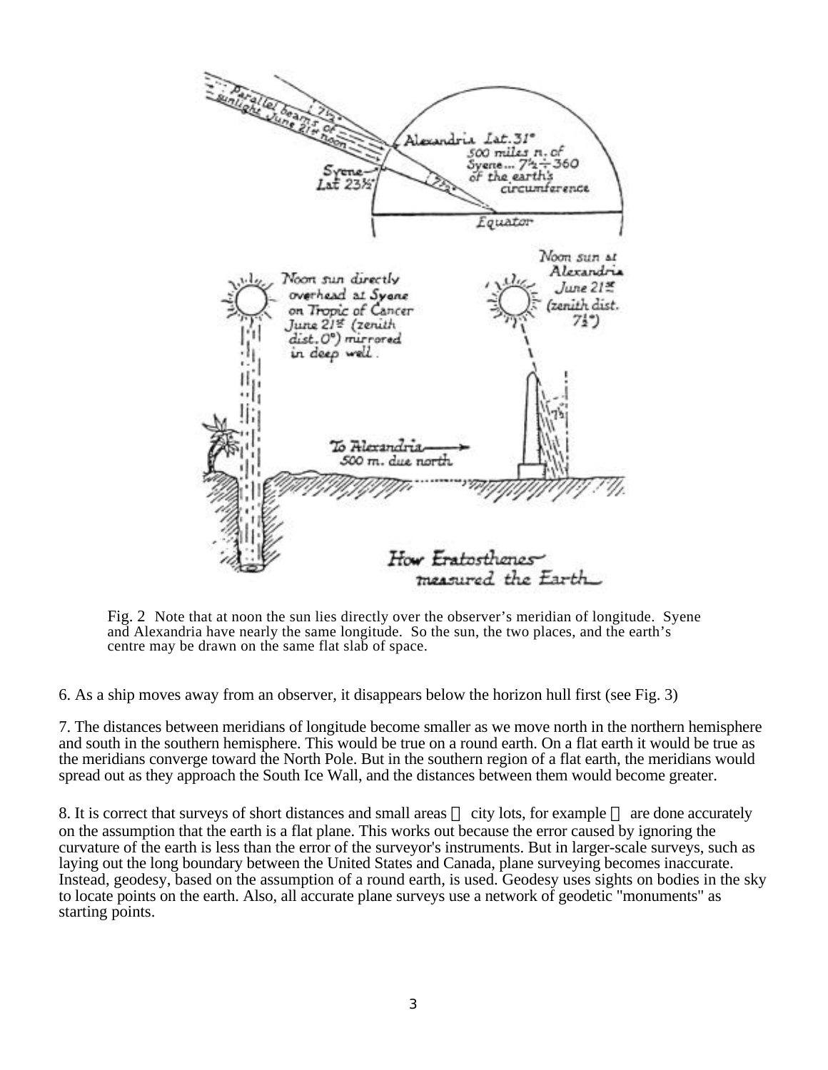Fig. 2 Note that at noon the sun lies directly over the observer's meridian of longitude. Syene and Alexandria have nearly the same longitude. So the sun, the two places, and the earth's centre may be drawn on the same flat slab of space.

6. As a ship moves away from an observer, it disappears below the horizon hull first (see Fig. 3)

7. The distances between meridians of longitude become smaller as we move north in the northern hemisphere and south in the southern hemisphere. This would be true on a round earth. On a flat earth it would be true as the meridians converge toward the North Pole. But in the southern region of a flat earth, the meridians would spread out as they approach the South Ice Wall, and the distances between them would become greater.

8. It is correct that surveys of short distances and small areas  city lots, for example  are done accurately on the assumption that the earth is a flat plane. This works out because the error caused by ignoring the curvature of the earth is less than the error of the surveyor's instruments. But in larger-scale surveys, such as laying out the long boundary between the United States and Canada, plane surveying becomes inaccurate. Instead, geodesy, based on the assumption of a round earth, is used. Geodesy uses sights on bodies in the sky to locate points on the earth. Also, all accurate plane surveys use a network of geodetic "monuments" as starting points.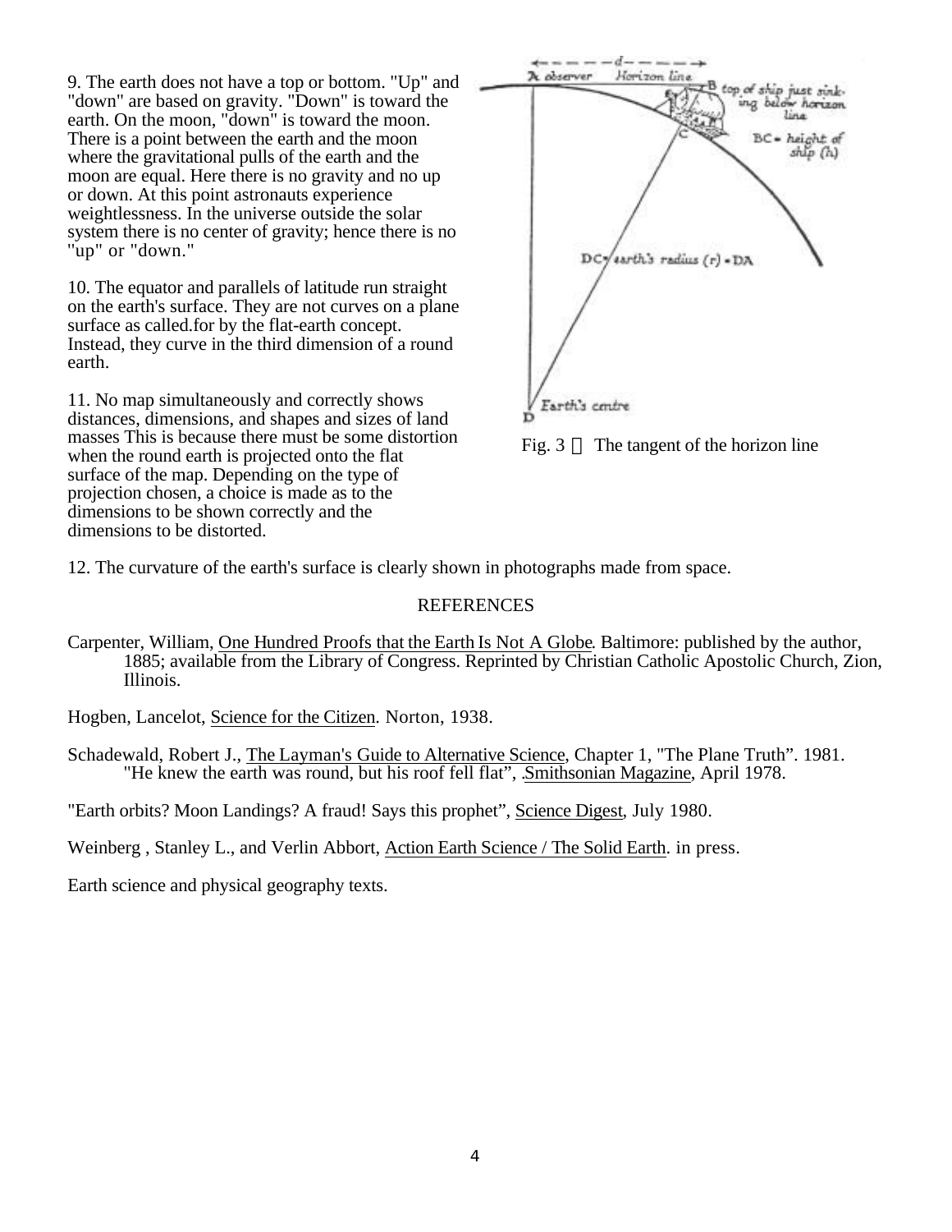9. The earth does not have a top or bottom. "Up" and "down" are based on gravity. "Down" is toward the earth. On the moon, "down" is toward the moon. There is a point between the earth and the moon where the gravitational pulls of the earth and the moon are equal. Here there is no gravity and no up or down. At this point astronauts experience weightlessness. In the universe outside the solar system there is no center of gravity; hence there is no "up" or "down."

10. The equator and parallels of latitude run straight on the earth's surface. They are not curves on a plane surface as called.for by the flat-earth concept. Instead, they curve in the third dimension of a round earth.

11. No map simultaneously and correctly shows distances, dimensions, and shapes and sizes of land masses This is because there must be some distortion when the round earth is projected onto the flat surface of the map. Depending on the type of projection chosen, a choice is made as to the dimensions to be shown correctly and the dimensions to be distorted.

d

A observer

Horizon line

B top of ship just sinking below horizon line

C

BC = height of ship (h)

DC = earth's radius (r) = DA

Earth's centre

D

Fig. 3 The tangent of the horizon line

12. The curvature of the earth's surface is clearly shown in photographs made from space.

REFERENCES

Carpenter, William, One Hundred Proofs that the Earth Is Not A Globe. Baltimore: published by the author, 1885; available from the Library of Congress. Reprinted by Christian Catholic Apostolic Church, Zion, Illinois.

Hogben, Lancelot, Science for the Citizen. Norton, 1938.

Schadewald, Robert J., The Layman's Guide to Alternative Science, Chapter 1, "The Plane Truth". 1981. "He knew the earth was round, but his roof fell flat", .Smithsonian Magazine, April 1978.

"Earth orbits? Moon Landings? A fraud! Says this prophet", Science Digest, July 1980.

Weinberg , Stanley L., and Verlin Abbort, Action Earth Science / The Solid Earth. in press.

Earth science and physical geography texts.